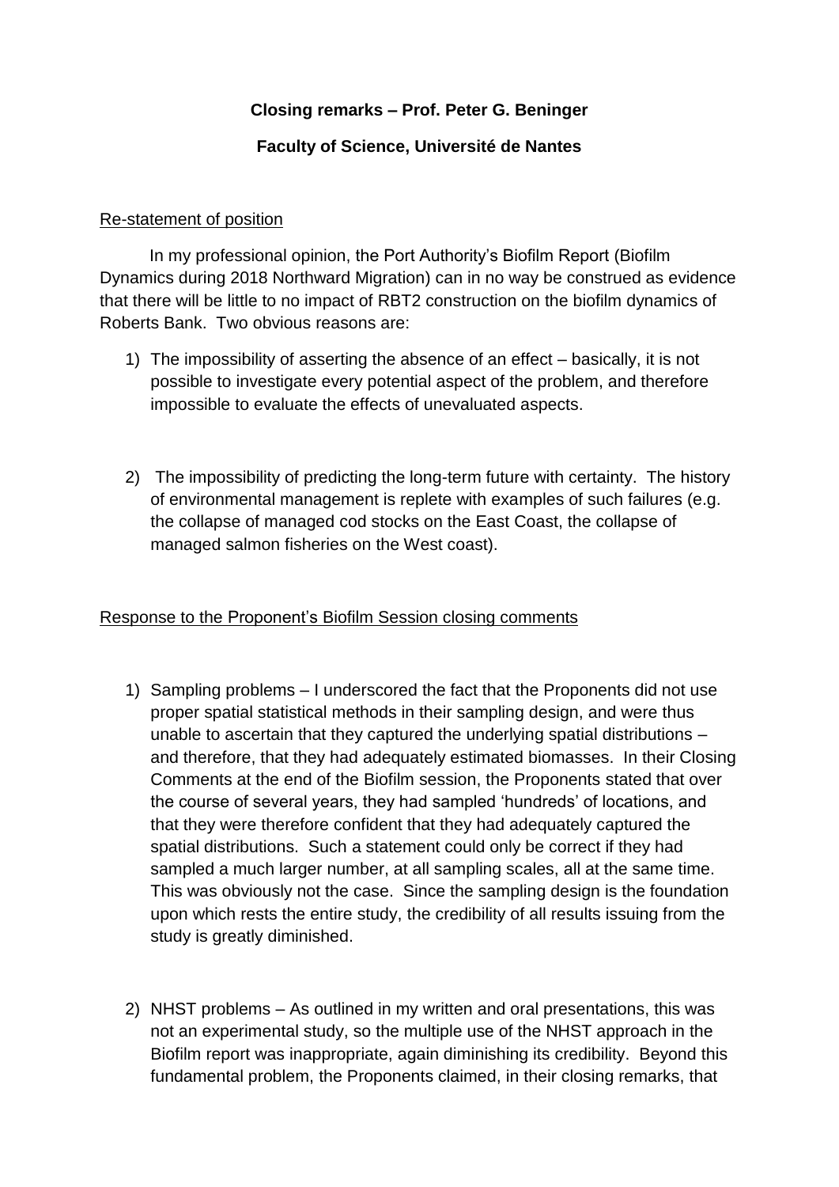**Closing remarks – Prof. Peter G. Beninger**

**Faculty of Science, Université de Nantes**

Re-statement of position

In my professional opinion, the Port Authority's Biofilm Report (Biofilm Dynamics during 2018 Northward Migration) can in no way be construed as evidence that there will be little to no impact of RBT2 construction on the biofilm dynamics of Roberts Bank. Two obvious reasons are:

1) The impossibility of asserting the absence of an effect – basically, it is not possible to investigate every potential aspect of the problem, and therefore impossible to evaluate the effects of unevaluated aspects.

2) The impossibility of predicting the long-term future with certainty. The history of environmental management is replete with examples of such failures (e.g. the collapse of managed cod stocks on the East Coast, the collapse of managed salmon fisheries on the West coast).

Response to the Proponent's Biofilm Session closing comments

1) Sampling problems – I underscored the fact that the Proponents did not use proper spatial statistical methods in their sampling design, and were thus unable to ascertain that they captured the underlying spatial distributions – and therefore, that they had adequately estimated biomasses. In their Closing Comments at the end of the Biofilm session, the Proponents stated that over the course of several years, they had sampled 'hundreds' of locations, and that they were therefore confident that they had adequately captured the spatial distributions. Such a statement could only be correct if they had sampled a much larger number, at all sampling scales, all at the same time. This was obviously not the case. Since the sampling design is the foundation upon which rests the entire study, the credibility of all results issuing from the study is greatly diminished.

2) NHST problems – As outlined in my written and oral presentations, this was not an experimental study, so the multiple use of the NHST approach in the Biofilm report was inappropriate, again diminishing its credibility. Beyond this fundamental problem, the Proponents claimed, in their closing remarks, that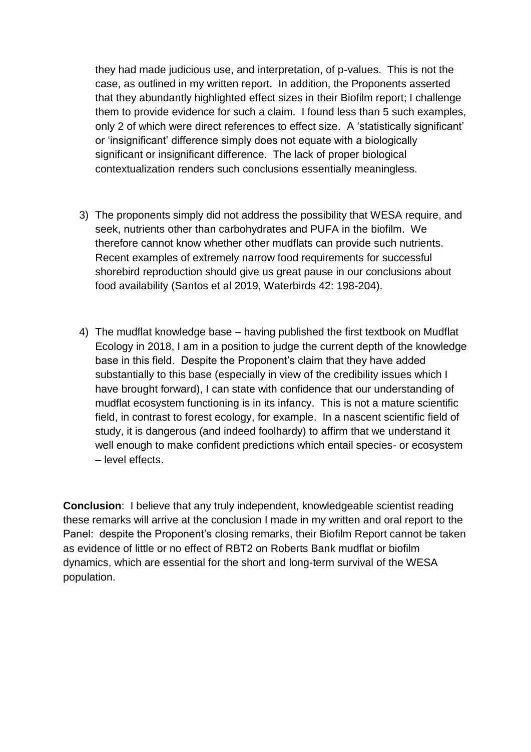they had made judicious use, and interpretation, of p-values. This is not the case, as outlined in my written report. In addition, the Proponents asserted that they abundantly highlighted effect sizes in their Biofilm report; I challenge them to provide evidence for such a claim. I found less than 5 such examples, only 2 of which were direct references to effect size. A 'statistically significant' or 'insignificant' difference simply does not equate with a biologically significant or insignificant difference. The lack of proper biological contextualization renders such conclusions essentially meaningless.

3) The proponents simply did not address the possibility that WESA require, and seek, nutrients other than carbohydrates and PUFA in the biofilm. We therefore cannot know whether other mudflats can provide such nutrients. Recent examples of extremely narrow food requirements for successful shorebird reproduction should give us great pause in our conclusions about food availability (Santos et al 2019, Waterbirds 42: 198-204).

4) The mudflat knowledge base – having published the first textbook on Mudflat Ecology in 2018, I am in a position to judge the current depth of the knowledge base in this field. Despite the Proponent's claim that they have added substantially to this base (especially in view of the credibility issues which I have brought forward), I can state with confidence that our understanding of mudflat ecosystem functioning is in its infancy. This is not a mature scientific field, in contrast to forest ecology, for example. In a nascent scientific field of study, it is dangerous (and indeed foolhardy) to affirm that we understand it well enough to make confident predictions which entail species- or ecosystem – level effects.

**Conclusion**: I believe that any truly independent, knowledgeable scientist reading these remarks will arrive at the conclusion I made in my written and oral report to the Panel: despite the Proponent's closing remarks, their Biofilm Report cannot be taken as evidence of little or no effect of RBT2 on Roberts Bank mudflat or biofilm dynamics, which are essential for the short and long-term survival of the WESA population.